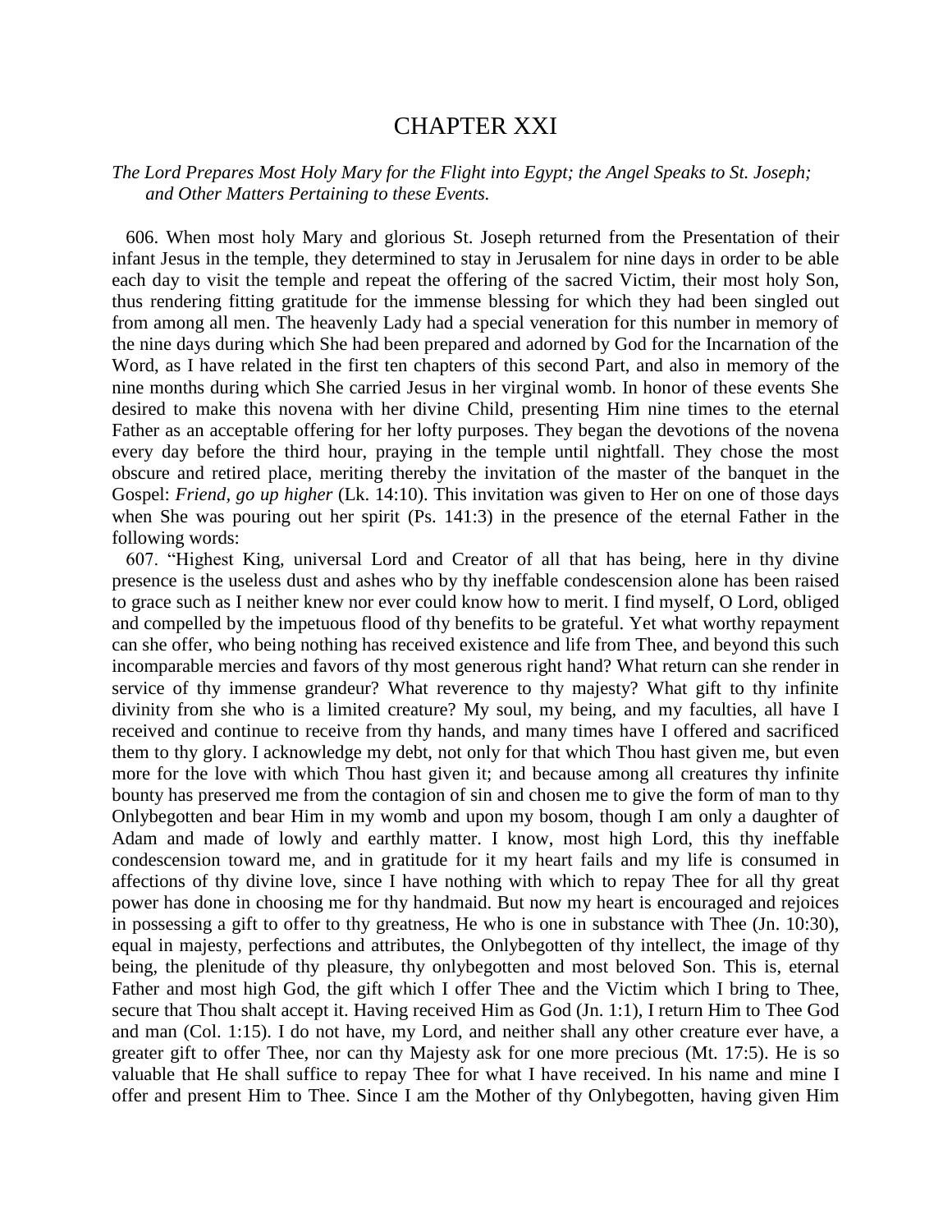# CHAPTER XXI

*The Lord Prepares Most Holy Mary for the Flight into Egypt; the Angel Speaks to St. Joseph; and Other Matters Pertaining to these Events.*

606. When most holy Mary and glorious St. Joseph returned from the Presentation of their infant Jesus in the temple, they determined to stay in Jerusalem for nine days in order to be able each day to visit the temple and repeat the offering of the sacred Victim, their most holy Son, thus rendering fitting gratitude for the immense blessing for which they had been singled out from among all men. The heavenly Lady had a special veneration for this number in memory of the nine days during which She had been prepared and adorned by God for the Incarnation of the Word, as I have related in the first ten chapters of this second Part, and also in memory of the nine months during which She carried Jesus in her virginal womb. In honor of these events She desired to make this novena with her divine Child, presenting Him nine times to the eternal Father as an acceptable offering for her lofty purposes. They began the devotions of the novena every day before the third hour, praying in the temple until nightfall. They chose the most obscure and retired place, meriting thereby the invitation of the master of the banquet in the Gospel: *Friend, go up higher* (Lk. 14:10). This invitation was given to Her on one of those days when She was pouring out her spirit (Ps. 141:3) in the presence of the eternal Father in the following words:

607. "Highest King, universal Lord and Creator of all that has being, here in thy divine presence is the useless dust and ashes who by thy ineffable condescension alone has been raised to grace such as I neither knew nor ever could know how to merit. I find myself, O Lord, obliged and compelled by the impetuous flood of thy benefits to be grateful. Yet what worthy repayment can she offer, who being nothing has received existence and life from Thee, and beyond this such incomparable mercies and favors of thy most generous right hand? What return can she render in service of thy immense grandeur? What reverence to thy majesty? What gift to thy infinite divinity from she who is a limited creature? My soul, my being, and my faculties, all have I received and continue to receive from thy hands, and many times have I offered and sacrificed them to thy glory. I acknowledge my debt, not only for that which Thou hast given me, but even more for the love with which Thou hast given it; and because among all creatures thy infinite bounty has preserved me from the contagion of sin and chosen me to give the form of man to thy Onlybegotten and bear Him in my womb and upon my bosom, though I am only a daughter of Adam and made of lowly and earthly matter. I know, most high Lord, this thy ineffable condescension toward me, and in gratitude for it my heart fails and my life is consumed in affections of thy divine love, since I have nothing with which to repay Thee for all thy great power has done in choosing me for thy handmaid. But now my heart is encouraged and rejoices in possessing a gift to offer to thy greatness, He who is one in substance with Thee (Jn. 10:30), equal in majesty, perfections and attributes, the Onlybegotten of thy intellect, the image of thy being, the plenitude of thy pleasure, thy onlybegotten and most beloved Son. This is, eternal Father and most high God, the gift which I offer Thee and the Victim which I bring to Thee, secure that Thou shalt accept it. Having received Him as God (Jn. 1:1), I return Him to Thee God and man (Col. 1:15). I do not have, my Lord, and neither shall any other creature ever have, a greater gift to offer Thee, nor can thy Majesty ask for one more precious (Mt. 17:5). He is so valuable that He shall suffice to repay Thee for what I have received. In his name and mine I offer and present Him to Thee. Since I am the Mother of thy Onlybegotten, having given Him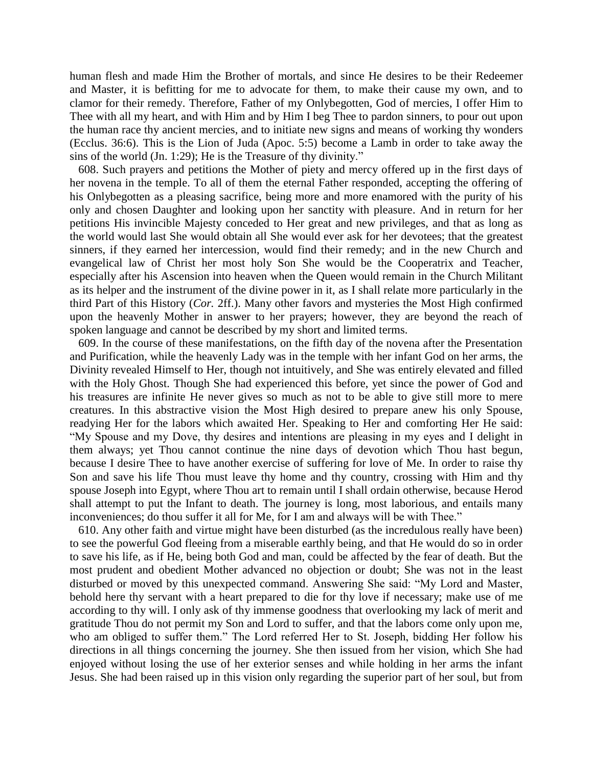human flesh and made Him the Brother of mortals, and since He desires to be their Redeemer and Master, it is befitting for me to advocate for them, to make their cause my own, and to clamor for their remedy. Therefore, Father of my Onlybegotten, God of mercies, I offer Him to Thee with all my heart, and with Him and by Him I beg Thee to pardon sinners, to pour out upon the human race thy ancient mercies, and to initiate new signs and means of working thy wonders (Ecclus. 36:6). This is the Lion of Juda (Apoc. 5:5) become a Lamb in order to take away the sins of the world (Jn. 1:29); He is the Treasure of thy divinity."

608. Such prayers and petitions the Mother of piety and mercy offered up in the first days of her novena in the temple. To all of them the eternal Father responded, accepting the offering of his Onlybegotten as a pleasing sacrifice, being more and more enamored with the purity of his only and chosen Daughter and looking upon her sanctity with pleasure. And in return for her petitions His invincible Majesty conceded to Her great and new privileges, and that as long as the world would last She would obtain all She would ever ask for her devotees; that the greatest sinners, if they earned her intercession, would find their remedy; and in the new Church and evangelical law of Christ her most holy Son She would be the Cooperatrix and Teacher, especially after his Ascension into heaven when the Queen would remain in the Church Militant as its helper and the instrument of the divine power in it, as I shall relate more particularly in the third Part of this History (*Cor.* 2ff.). Many other favors and mysteries the Most High confirmed upon the heavenly Mother in answer to her prayers; however, they are beyond the reach of spoken language and cannot be described by my short and limited terms.

609. In the course of these manifestations, on the fifth day of the novena after the Presentation and Purification, while the heavenly Lady was in the temple with her infant God on her arms, the Divinity revealed Himself to Her, though not intuitively, and She was entirely elevated and filled with the Holy Ghost. Though She had experienced this before, yet since the power of God and his treasures are infinite He never gives so much as not to be able to give still more to mere creatures. In this abstractive vision the Most High desired to prepare anew his only Spouse, readying Her for the labors which awaited Her. Speaking to Her and comforting Her He said: "My Spouse and my Dove, thy desires and intentions are pleasing in my eyes and I delight in them always; yet Thou cannot continue the nine days of devotion which Thou hast begun, because I desire Thee to have another exercise of suffering for love of Me. In order to raise thy Son and save his life Thou must leave thy home and thy country, crossing with Him and thy spouse Joseph into Egypt, where Thou art to remain until I shall ordain otherwise, because Herod shall attempt to put the Infant to death. The journey is long, most laborious, and entails many inconveniences; do thou suffer it all for Me, for I am and always will be with Thee."

610. Any other faith and virtue might have been disturbed (as the incredulous really have been) to see the powerful God fleeing from a miserable earthly being, and that He would do so in order to save his life, as if He, being both God and man, could be affected by the fear of death. But the most prudent and obedient Mother advanced no objection or doubt; She was not in the least disturbed or moved by this unexpected command. Answering She said: "My Lord and Master, behold here thy servant with a heart prepared to die for thy love if necessary; make use of me according to thy will. I only ask of thy immense goodness that overlooking my lack of merit and gratitude Thou do not permit my Son and Lord to suffer, and that the labors come only upon me, who am obliged to suffer them." The Lord referred Her to St. Joseph, bidding Her follow his directions in all things concerning the journey. She then issued from her vision, which She had enjoyed without losing the use of her exterior senses and while holding in her arms the infant Jesus. She had been raised up in this vision only regarding the superior part of her soul, but from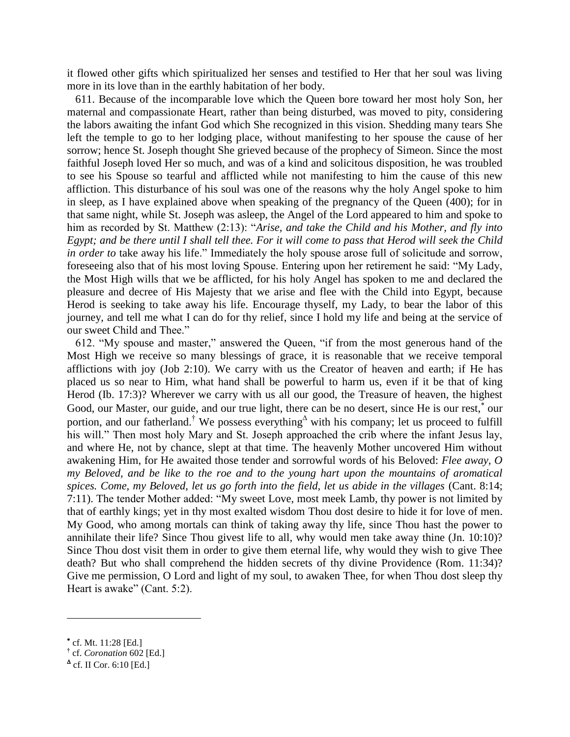it flowed other gifts which spiritualized her senses and testified to Her that her soul was living more in its love than in the earthly habitation of her body.

611. Because of the incomparable love which the Queen bore toward her most holy Son, her maternal and compassionate Heart, rather than being disturbed, was moved to pity, considering the labors awaiting the infant God which She recognized in this vision. Shedding many tears She left the temple to go to her lodging place, without manifesting to her spouse the cause of her sorrow; hence St. Joseph thought She grieved because of the prophecy of Simeon. Since the most faithful Joseph loved Her so much, and was of a kind and solicitous disposition, he was troubled to see his Spouse so tearful and afflicted while not manifesting to him the cause of this new affliction. This disturbance of his soul was one of the reasons why the holy Angel spoke to him in sleep, as I have explained above when speaking of the pregnancy of the Queen (400); for in that same night, while St. Joseph was asleep, the Angel of the Lord appeared to him and spoke to him as recorded by St. Matthew (2:13): "*Arise, and take the Child and his Mother, and fly into Egypt; and be there until I shall tell thee. For it will come to pass that Herod will seek the Child in order to* take away his life." Immediately the holy spouse arose full of solicitude and sorrow, foreseeing also that of his most loving Spouse. Entering upon her retirement he said: "My Lady, the Most High wills that we be afflicted, for his holy Angel has spoken to me and declared the pleasure and decree of His Majesty that we arise and flee with the Child into Egypt, because Herod is seeking to take away his life. Encourage thyself, my Lady, to bear the labor of this journey, and tell me what I can do for thy relief, since I hold my life and being at the service of our sweet Child and Thee."

612. "My spouse and master," answered the Queen, "if from the most generous hand of the Most High we receive so many blessings of grace, it is reasonable that we receive temporal afflictions with joy (Job 2:10). We carry with us the Creator of heaven and earth; if He has placed us so near to Him, what hand shall be powerful to harm us, even if it be that of king Herod (Ib. 17:3)? Wherever we carry with us all our good, the Treasure of heaven, the highest Good, our Master, our guide, and our true light, there can be no desert, since He is our rest,* our portion, and our fatherland.† We possess everything^Δ with his company; let us proceed to fulfill his will." Then most holy Mary and St. Joseph approached the crib where the infant Jesus lay, and where He, not by chance, slept at that time. The heavenly Mother uncovered Him without awakening Him, for He awaited those tender and sorrowful words of his Beloved: *Flee away, O my Beloved, and be like to the roe and to the young hart upon the mountains of aromatical spices. Come, my Beloved, let us go forth into the field, let us abide in the villages* (Cant. 8:14; 7:11). The tender Mother added: "My sweet Love, most meek Lamb, thy power is not limited by that of earthly kings; yet in thy most exalted wisdom Thou dost desire to hide it for love of men. My Good, who among mortals can think of taking away thy life, since Thou hast the power to annihilate their life? Since Thou givest life to all, why would men take away thine (Jn. 10:10)? Since Thou dost visit them in order to give them eternal life, why would they wish to give Thee death? But who shall comprehend the hidden secrets of thy divine Providence (Rom. 11:34)? Give me permission, O Lord and light of my soul, to awaken Thee, for when Thou dost sleep thy Heart is awake" (Cant. 5:2).

---

* cf. Mt. 11:28 [Ed.]

† cf. *Coronation* 602 [Ed.]

Δ cf. II Cor. 6:10 [Ed.]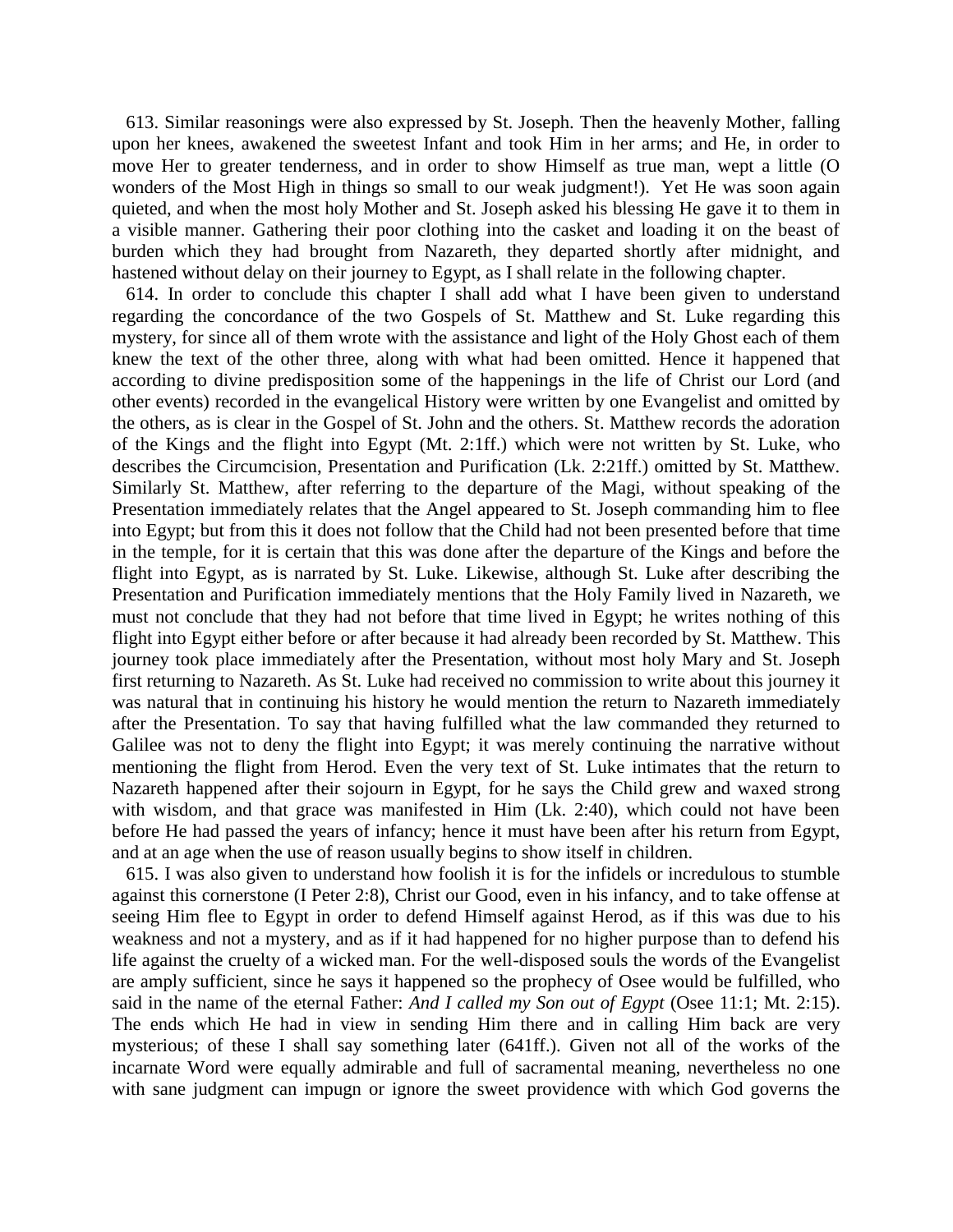613. Similar reasonings were also expressed by St. Joseph. Then the heavenly Mother, falling upon her knees, awakened the sweetest Infant and took Him in her arms; and He, in order to move Her to greater tenderness, and in order to show Himself as true man, wept a little (O wonders of the Most High in things so small to our weak judgment!). Yet He was soon again quieted, and when the most holy Mother and St. Joseph asked his blessing He gave it to them in a visible manner. Gathering their poor clothing into the casket and loading it on the beast of burden which they had brought from Nazareth, they departed shortly after midnight, and hastened without delay on their journey to Egypt, as I shall relate in the following chapter.

614. In order to conclude this chapter I shall add what I have been given to understand regarding the concordance of the two Gospels of St. Matthew and St. Luke regarding this mystery, for since all of them wrote with the assistance and light of the Holy Ghost each of them knew the text of the other three, along with what had been omitted. Hence it happened that according to divine predisposition some of the happenings in the life of Christ our Lord (and other events) recorded in the evangelical History were written by one Evangelist and omitted by the others, as is clear in the Gospel of St. John and the others. St. Matthew records the adoration of the Kings and the flight into Egypt (Mt. 2:1ff.) which were not written by St. Luke, who describes the Circumcision, Presentation and Purification (Lk. 2:21ff.) omitted by St. Matthew. Similarly St. Matthew, after referring to the departure of the Magi, without speaking of the Presentation immediately relates that the Angel appeared to St. Joseph commanding him to flee into Egypt; but from this it does not follow that the Child had not been presented before that time in the temple, for it is certain that this was done after the departure of the Kings and before the flight into Egypt, as is narrated by St. Luke. Likewise, although St. Luke after describing the Presentation and Purification immediately mentions that the Holy Family lived in Nazareth, we must not conclude that they had not before that time lived in Egypt; he writes nothing of this flight into Egypt either before or after because it had already been recorded by St. Matthew. This journey took place immediately after the Presentation, without most holy Mary and St. Joseph first returning to Nazareth. As St. Luke had received no commission to write about this journey it was natural that in continuing his history he would mention the return to Nazareth immediately after the Presentation. To say that having fulfilled what the law commanded they returned to Galilee was not to deny the flight into Egypt; it was merely continuing the narrative without mentioning the flight from Herod. Even the very text of St. Luke intimates that the return to Nazareth happened after their sojourn in Egypt, for he says the Child grew and waxed strong with wisdom, and that grace was manifested in Him (Lk. 2:40), which could not have been before He had passed the years of infancy; hence it must have been after his return from Egypt, and at an age when the use of reason usually begins to show itself in children.

615. I was also given to understand how foolish it is for the infidels or incredulous to stumble against this cornerstone (I Peter 2:8), Christ our Good, even in his infancy, and to take offense at seeing Him flee to Egypt in order to defend Himself against Herod, as if this was due to his weakness and not a mystery, and as if it had happened for no higher purpose than to defend his life against the cruelty of a wicked man. For the well-disposed souls the words of the Evangelist are amply sufficient, since he says it happened so the prophecy of Osee would be fulfilled, who said in the name of the eternal Father: *And I called my Son out of Egypt* (Osee 11:1; Mt. 2:15). The ends which He had in view in sending Him there and in calling Him back are very mysterious; of these I shall say something later (641ff.). Given not all of the works of the incarnate Word were equally admirable and full of sacramental meaning, nevertheless no one with sane judgment can impugn or ignore the sweet providence with which God governs the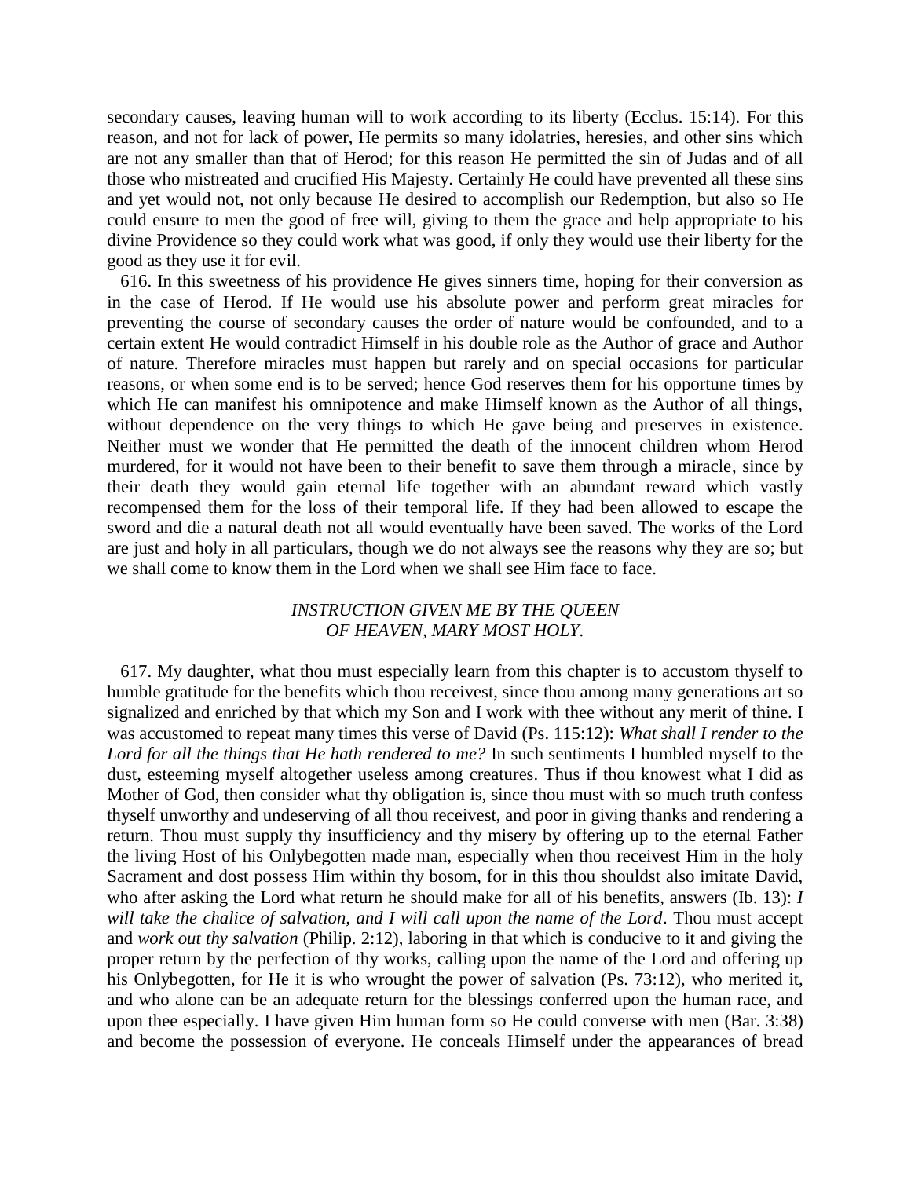secondary causes, leaving human will to work according to its liberty (Ecclus. 15:14). For this reason, and not for lack of power, He permits so many idolatries, heresies, and other sins which are not any smaller than that of Herod; for this reason He permitted the sin of Judas and of all those who mistreated and crucified His Majesty. Certainly He could have prevented all these sins and yet would not, not only because He desired to accomplish our Redemption, but also so He could ensure to men the good of free will, giving to them the grace and help appropriate to his divine Providence so they could work what was good, if only they would use their liberty for the good as they use it for evil.

616. In this sweetness of his providence He gives sinners time, hoping for their conversion as in the case of Herod. If He would use his absolute power and perform great miracles for preventing the course of secondary causes the order of nature would be confounded, and to a certain extent He would contradict Himself in his double role as the Author of grace and Author of nature. Therefore miracles must happen but rarely and on special occasions for particular reasons, or when some end is to be served; hence God reserves them for his opportune times by which He can manifest his omnipotence and make Himself known as the Author of all things, without dependence on the very things to which He gave being and preserves in existence. Neither must we wonder that He permitted the death of the innocent children whom Herod murdered, for it would not have been to their benefit to save them through a miracle, since by their death they would gain eternal life together with an abundant reward which vastly recompensed them for the loss of their temporal life. If they had been allowed to escape the sword and die a natural death not all would eventually have been saved. The works of the Lord are just and holy in all particulars, though we do not always see the reasons why they are so; but we shall come to know them in the Lord when we shall see Him face to face.

### *INSTRUCTION GIVEN ME BY THE QUEEN OF HEAVEN, MARY MOST HOLY.*

617. My daughter, what thou must especially learn from this chapter is to accustom thyself to humble gratitude for the benefits which thou receivest, since thou among many generations art so signalized and enriched by that which my Son and I work with thee without any merit of thine. I was accustomed to repeat many times this verse of David (Ps. 115:12): *What shall I render to the Lord for all the things that He hath rendered to me?* In such sentiments I humbled myself to the dust, esteeming myself altogether useless among creatures. Thus if thou knowest what I did as Mother of God, then consider what thy obligation is, since thou must with so much truth confess thyself unworthy and undeserving of all thou receivest, and poor in giving thanks and rendering a return. Thou must supply thy insufficiency and thy misery by offering up to the eternal Father the living Host of his Onlybegotten made man, especially when thou receivest Him in the holy Sacrament and dost possess Him within thy bosom, for in this thou shouldst also imitate David, who after asking the Lord what return he should make for all of his benefits, answers (Ib. 13): *I will take the chalice of salvation, and I will call upon the name of the Lord*. Thou must accept and *work out thy salvation* (Philip. 2:12), laboring in that which is conducive to it and giving the proper return by the perfection of thy works, calling upon the name of the Lord and offering up his Onlybegotten, for He it is who wrought the power of salvation (Ps. 73:12), who merited it, and who alone can be an adequate return for the blessings conferred upon the human race, and upon thee especially. I have given Him human form so He could converse with men (Bar. 3:38) and become the possession of everyone. He conceals Himself under the appearances of bread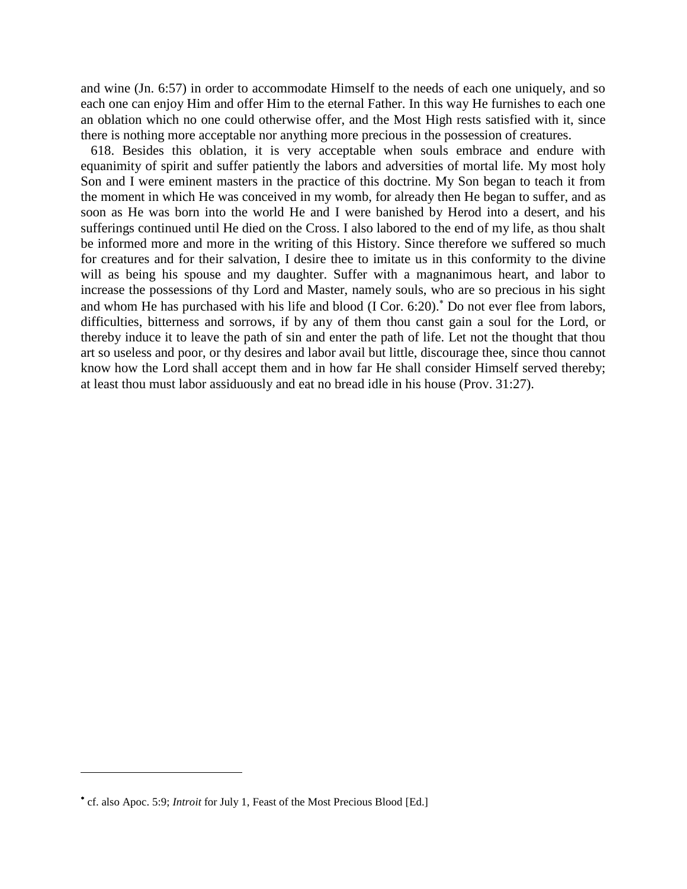and wine (Jn. 6:57) in order to accommodate Himself to the needs of each one uniquely, and so each one can enjoy Him and offer Him to the eternal Father. In this way He furnishes to each one an oblation which no one could otherwise offer, and the Most High rests satisfied with it, since there is nothing more acceptable nor anything more precious in the possession of creatures.

618. Besides this oblation, it is very acceptable when souls embrace and endure with equanimity of spirit and suffer patiently the labors and adversities of mortal life. My most holy Son and I were eminent masters in the practice of this doctrine. My Son began to teach it from the moment in which He was conceived in my womb, for already then He began to suffer, and as soon as He was born into the world He and I were banished by Herod into a desert, and his sufferings continued until He died on the Cross. I also labored to the end of my life, as thou shalt be informed more and more in the writing of this History. Since therefore we suffered so much for creatures and for their salvation, I desire thee to imitate us in this conformity to the divine will as being his spouse and my daughter. Suffer with a magnanimous heart, and labor to increase the possessions of thy Lord and Master, namely souls, who are so precious in his sight and whom He has purchased with his life and blood (I Cor. 6:20).[*] Do not ever flee from labors, difficulties, bitterness and sorrows, if by any of them thou canst gain a soul for the Lord, or thereby induce it to leave the path of sin and enter the path of life. Let not the thought that thou art so useless and poor, or thy desires and labor avail but little, discourage thee, since thou cannot know how the Lord shall accept them and in how far He shall consider Himself served thereby; at least thou must labor assiduously and eat no bread idle in his house (Prov. 31:27).

---

[*] cf. also Apoc. 5:9; *Introit* for July 1, Feast of the Most Precious Blood [Ed.]